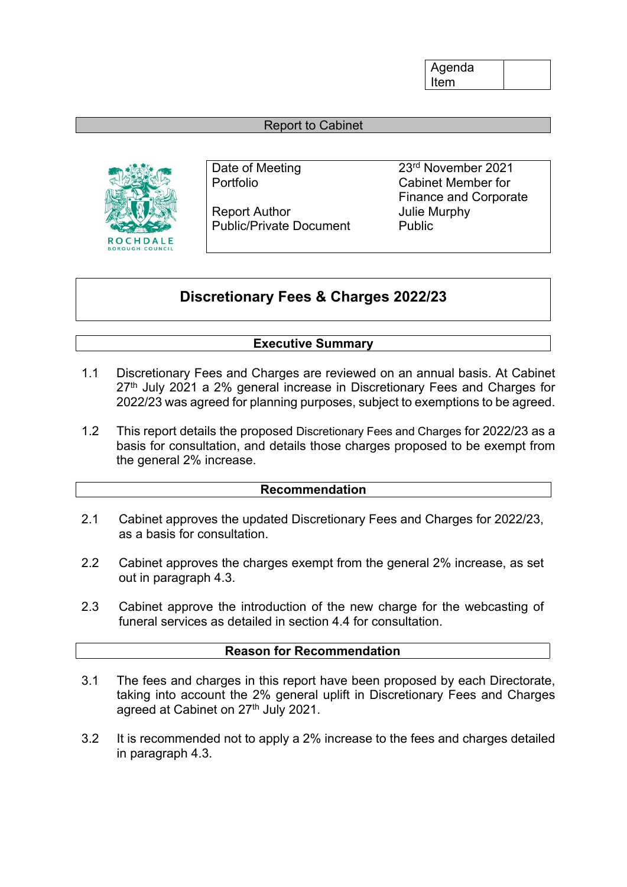| Agenda Item | |
|---|---|

**Report to Cabinet**

| | |
|---|---|
| Date of Meeting | 23rd November 2021 |
| Portfolio | Cabinet Member for Finance and Corporate |
| Report Author | Julie Murphy |
| Public/Private Document | Public |

# Discretionary Fees & Charges 2022/23

## Executive Summary

1.1 Discretionary Fees and Charges are reviewed on an annual basis. At Cabinet 27th July 2021 a 2% general increase in Discretionary Fees and Charges for 2022/23 was agreed for planning purposes, subject to exemptions to be agreed.

1.2 This report details the proposed Discretionary Fees and Charges for 2022/23 as a basis for consultation, and details those charges proposed to be exempt from the general 2% increase.

## Recommendation

2.1 Cabinet approves the updated Discretionary Fees and Charges for 2022/23, as a basis for consultation.

2.2 Cabinet approves the charges exempt from the general 2% increase, as set out in paragraph 4.3.

2.3 Cabinet approve the introduction of the new charge for the webcasting of funeral services as detailed in section 4.4 for consultation.

## Reason for Recommendation

3.1 The fees and charges in this report have been proposed by each Directorate, taking into account the 2% general uplift in Discretionary Fees and Charges agreed at Cabinet on 27th July 2021.

3.2 It is recommended not to apply a 2% increase to the fees and charges detailed in paragraph 4.3.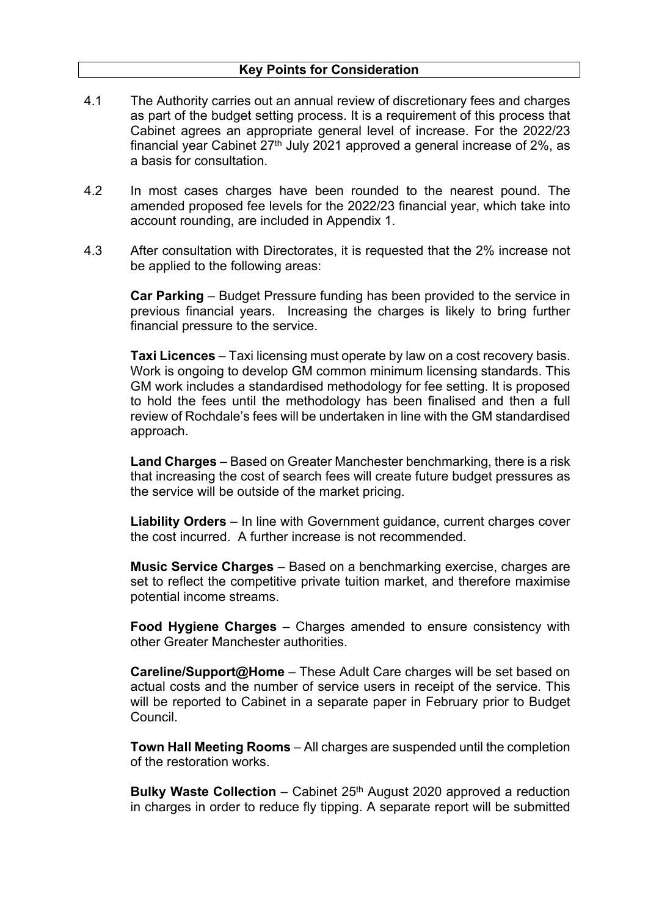**Key Points for Consideration**

4.1 The Authority carries out an annual review of discretionary fees and charges as part of the budget setting process. It is a requirement of this process that Cabinet agrees an appropriate general level of increase. For the 2022/23 financial year Cabinet 27th July 2021 approved a general increase of 2%, as a basis for consultation.

4.2 In most cases charges have been rounded to the nearest pound. The amended proposed fee levels for the 2022/23 financial year, which take into account rounding, are included in Appendix 1.

4.3 After consultation with Directorates, it is requested that the 2% increase not be applied to the following areas:

**Car Parking** – Budget Pressure funding has been provided to the service in previous financial years. Increasing the charges is likely to bring further financial pressure to the service.

**Taxi Licences** – Taxi licensing must operate by law on a cost recovery basis. Work is ongoing to develop GM common minimum licensing standards. This GM work includes a standardised methodology for fee setting. It is proposed to hold the fees until the methodology has been finalised and then a full review of Rochdale's fees will be undertaken in line with the GM standardised approach.

**Land Charges** – Based on Greater Manchester benchmarking, there is a risk that increasing the cost of search fees will create future budget pressures as the service will be outside of the market pricing.

**Liability Orders** – In line with Government guidance, current charges cover the cost incurred. A further increase is not recommended.

**Music Service Charges** – Based on a benchmarking exercise, charges are set to reflect the competitive private tuition market, and therefore maximise potential income streams.

**Food Hygiene Charges** – Charges amended to ensure consistency with other Greater Manchester authorities.

**Careline/Support@Home** – These Adult Care charges will be set based on actual costs and the number of service users in receipt of the service. This will be reported to Cabinet in a separate paper in February prior to Budget Council.

**Town Hall Meeting Rooms** – All charges are suspended until the completion of the restoration works.

**Bulky Waste Collection** – Cabinet 25th August 2020 approved a reduction in charges in order to reduce fly tipping. A separate report will be submitted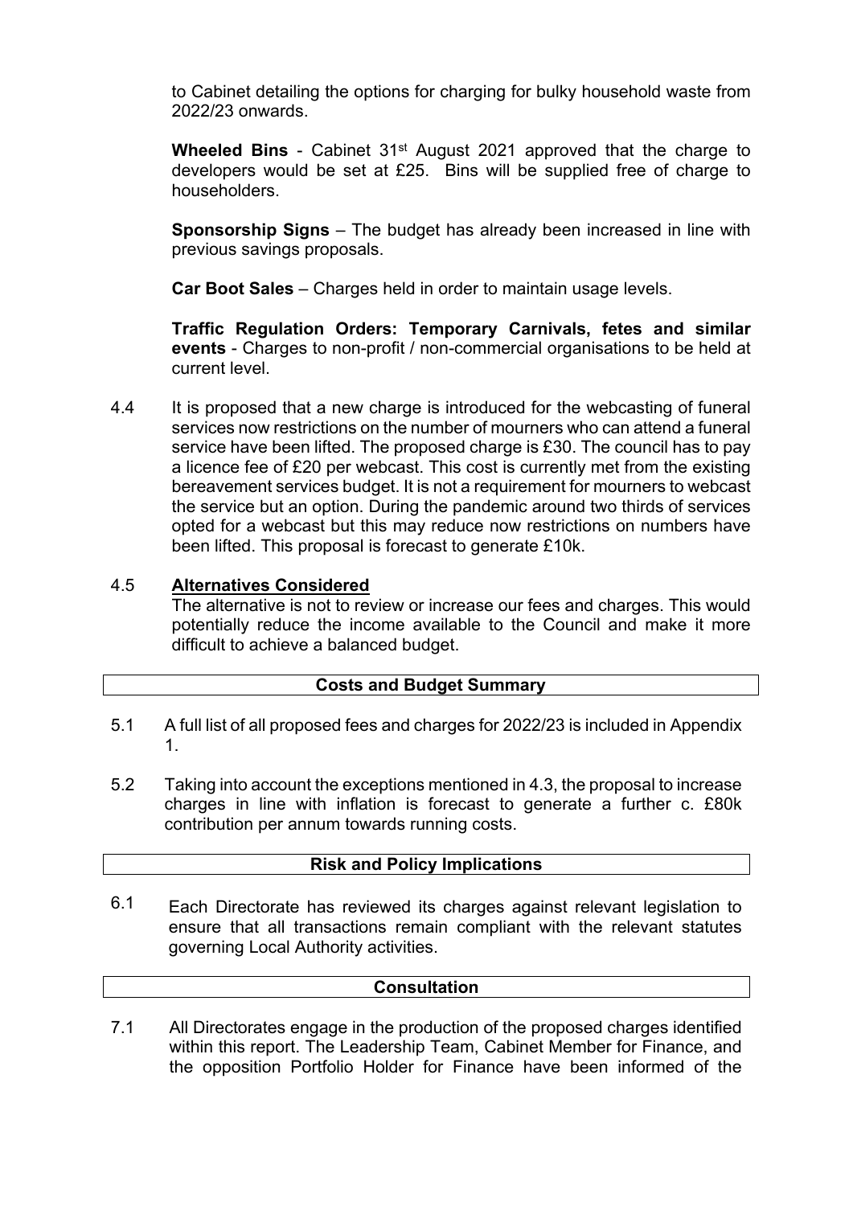to Cabinet detailing the options for charging for bulky household waste from 2022/23 onwards.

**Wheeled Bins** - Cabinet 31st August 2021 approved that the charge to developers would be set at £25. Bins will be supplied free of charge to householders.

**Sponsorship Signs** – The budget has already been increased in line with previous savings proposals.

**Car Boot Sales** – Charges held in order to maintain usage levels.

**Traffic Regulation Orders: Temporary Carnivals, fetes and similar events** - Charges to non-profit / non-commercial organisations to be held at current level.

4.4 It is proposed that a new charge is introduced for the webcasting of funeral services now restrictions on the number of mourners who can attend a funeral service have been lifted. The proposed charge is £30. The council has to pay a licence fee of £20 per webcast. This cost is currently met from the existing bereavement services budget. It is not a requirement for mourners to webcast the service but an option. During the pandemic around two thirds of services opted for a webcast but this may reduce now restrictions on numbers have been lifted. This proposal is forecast to generate £10k.

4.5 **Alternatives Considered**

The alternative is not to review or increase our fees and charges. This would potentially reduce the income available to the Council and make it more difficult to achieve a balanced budget.

## Costs and Budget Summary

5.1 A full list of all proposed fees and charges for 2022/23 is included in Appendix 1.

5.2 Taking into account the exceptions mentioned in 4.3, the proposal to increase charges in line with inflation is forecast to generate a further c. £80k contribution per annum towards running costs.

## Risk and Policy Implications

6.1 Each Directorate has reviewed its charges against relevant legislation to ensure that all transactions remain compliant with the relevant statutes governing Local Authority activities.

## Consultation

7.1 All Directorates engage in the production of the proposed charges identified within this report. The Leadership Team, Cabinet Member for Finance, and the opposition Portfolio Holder for Finance have been informed of the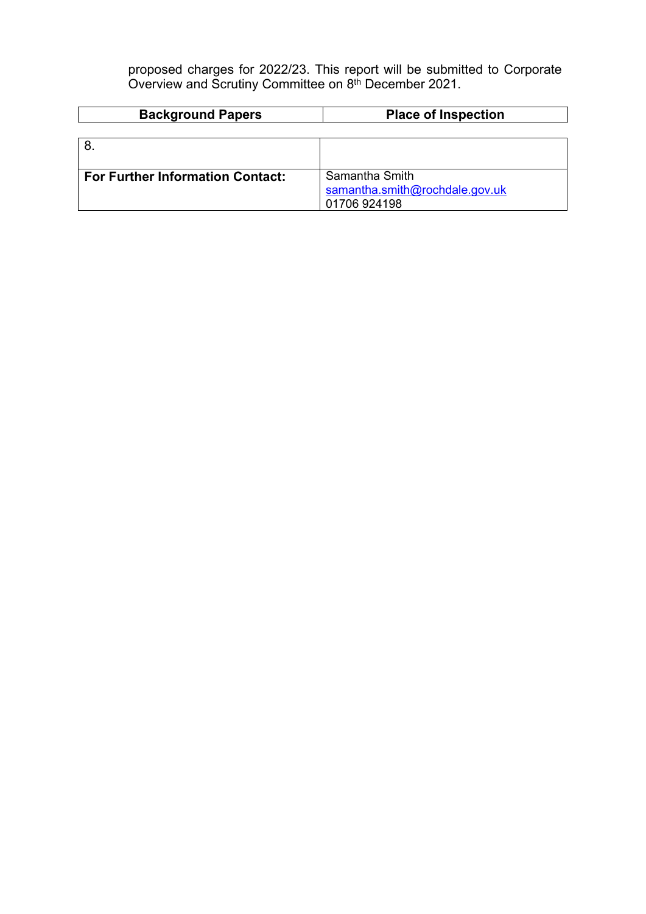proposed charges for 2022/23. This report will be submitted to Corporate Overview and Scrutiny Committee on 8th December 2021.

| Background Papers | Place of Inspection |
| --- | --- |

| | |
| --- | --- |
| 8. | |
| **For Further Information Contact:** | Samantha Smith<br>samantha.smith@rochdale.gov.uk<br>01706 924198 |